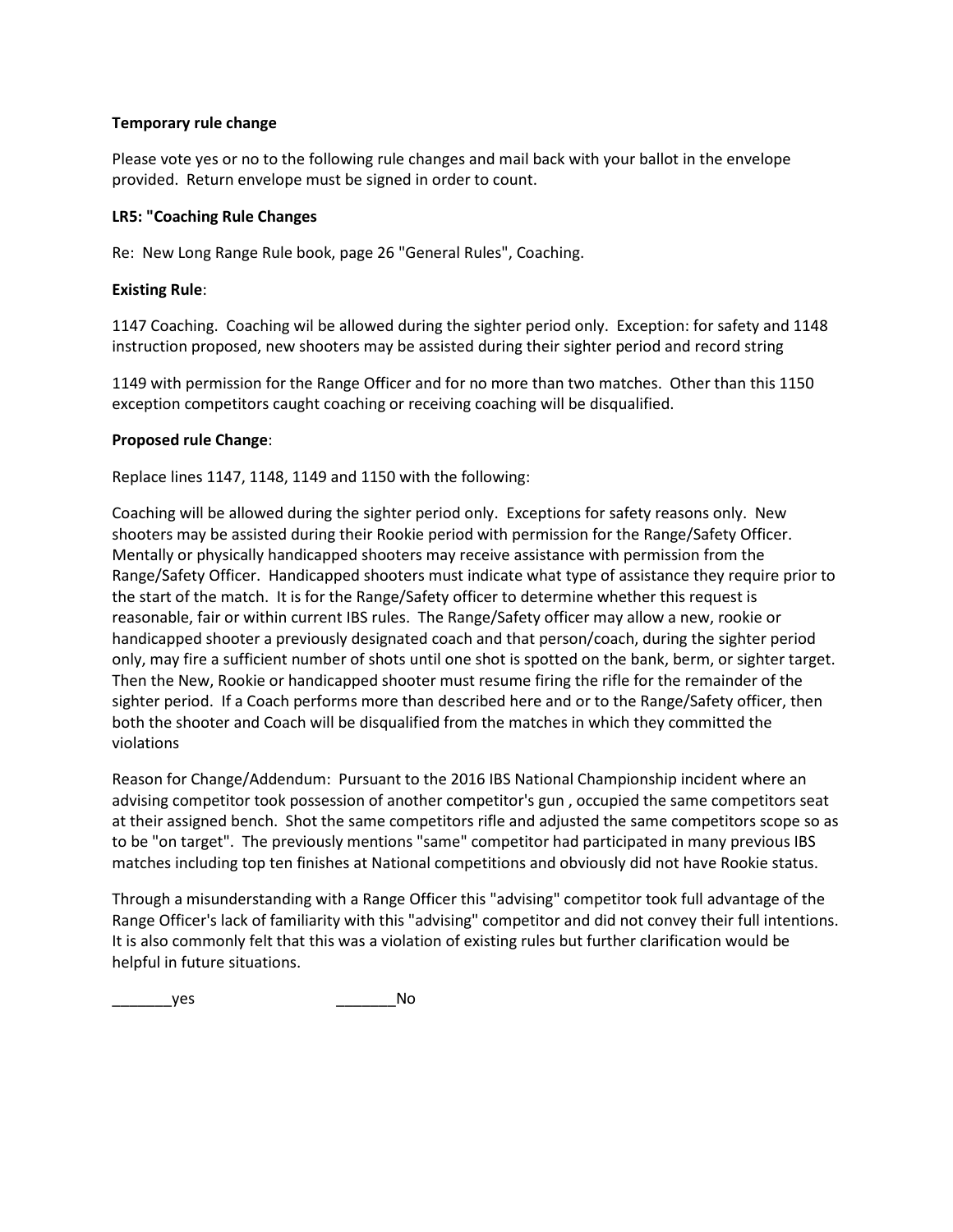**Temporary rule change**

Please vote yes or no to the following rule changes and mail back with your ballot in the envelope provided. Return envelope must be signed in order to count.

**LR5: "Coaching Rule Changes**

Re: New Long Range Rule book, page 26 "General Rules", Coaching.

**Existing Rule**:

1147 Coaching. Coaching wil be allowed during the sighter period only. Exception: for safety and 1148 instruction proposed, new shooters may be assisted during their sighter period and record string

1149 with permission for the Range Officer and for no more than two matches. Other than this 1150 exception competitors caught coaching or receiving coaching will be disqualified.

**Proposed rule Change**:

Replace lines 1147, 1148, 1149 and 1150 with the following:

Coaching will be allowed during the sighter period only. Exceptions for safety reasons only. New shooters may be assisted during their Rookie period with permission for the Range/Safety Officer. Mentally or physically handicapped shooters may receive assistance with permission from the Range/Safety Officer. Handicapped shooters must indicate what type of assistance they require prior to the start of the match. It is for the Range/Safety officer to determine whether this request is reasonable, fair or within current IBS rules. The Range/Safety officer may allow a new, rookie or handicapped shooter a previously designated coach and that person/coach, during the sighter period only, may fire a sufficient number of shots until one shot is spotted on the bank, berm, or sighter target. Then the New, Rookie or handicapped shooter must resume firing the rifle for the remainder of the sighter period. If a Coach performs more than described here and or to the Range/Safety officer, then both the shooter and Coach will be disqualified from the matches in which they committed the violations

Reason for Change/Addendum: Pursuant to the 2016 IBS National Championship incident where an advising competitor took possession of another competitor's gun , occupied the same competitors seat at their assigned bench. Shot the same competitors rifle and adjusted the same competitors scope so as to be "on target". The previously mentions "same" competitor had participated in many previous IBS matches including top ten finishes at National competitions and obviously did not have Rookie status.

Through a misunderstanding with a Range Officer this "advising" competitor took full advantage of the Range Officer's lack of familiarity with this "advising" competitor and did not convey their full intentions. It is also commonly felt that this was a violation of existing rules but further clarification would be helpful in future situations.

_______yes _______No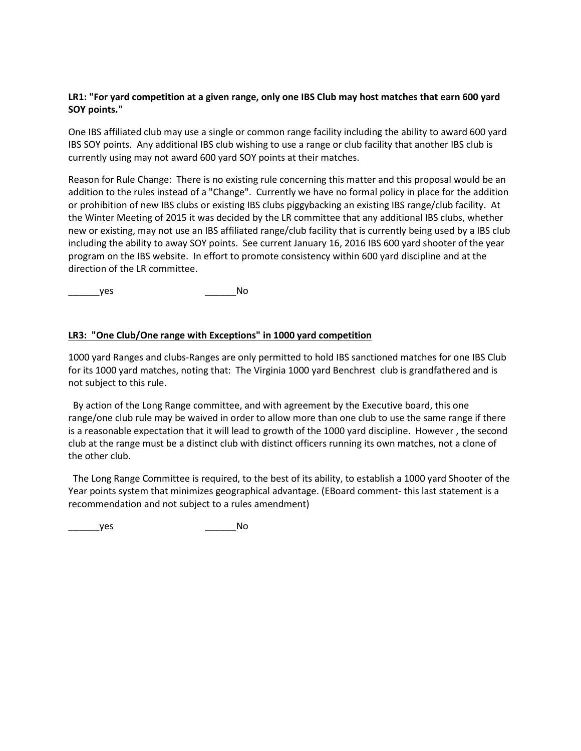**LR1: "For yard competition at a given range, only one IBS Club may host matches that earn 600 yard SOY points."**

One IBS affiliated club may use a single or common range facility including the ability to award 600 yard IBS SOY points. Any additional IBS club wishing to use a range or club facility that another IBS club is currently using may not award 600 yard SOY points at their matches.

Reason for Rule Change: There is no existing rule concerning this matter and this proposal would be an addition to the rules instead of a "Change". Currently we have no formal policy in place for the addition or prohibition of new IBS clubs or existing IBS clubs piggybacking an existing IBS range/club facility. At the Winter Meeting of 2015 it was decided by the LR committee that any additional IBS clubs, whether new or existing, may not use an IBS affiliated range/club facility that is currently being used by a IBS club including the ability to away SOY points. See current January 16, 2016 IBS 600 yard shooter of the year program on the IBS website. In effort to promote consistency within 600 yard discipline and at the direction of the LR committee.

______yes ______No

**<u>LR3: "One Club/One range with Exceptions" in 1000 yard competition</u>**

1000 yard Ranges and clubs-Ranges are only permitted to hold IBS sanctioned matches for one IBS Club for its 1000 yard matches, noting that: The Virginia 1000 yard Benchrest club is grandfathered and is not subject to this rule.

By action of the Long Range committee, and with agreement by the Executive board, this one range/one club rule may be waived in order to allow more than one club to use the same range if there is a reasonable expectation that it will lead to growth of the 1000 yard discipline. However , the second club at the range must be a distinct club with distinct officers running its own matches, not a clone of the other club.

The Long Range Committee is required, to the best of its ability, to establish a 1000 yard Shooter of the Year points system that minimizes geographical advantage. (EBoard comment- this last statement is a recommendation and not subject to a rules amendment)

______yes ______No